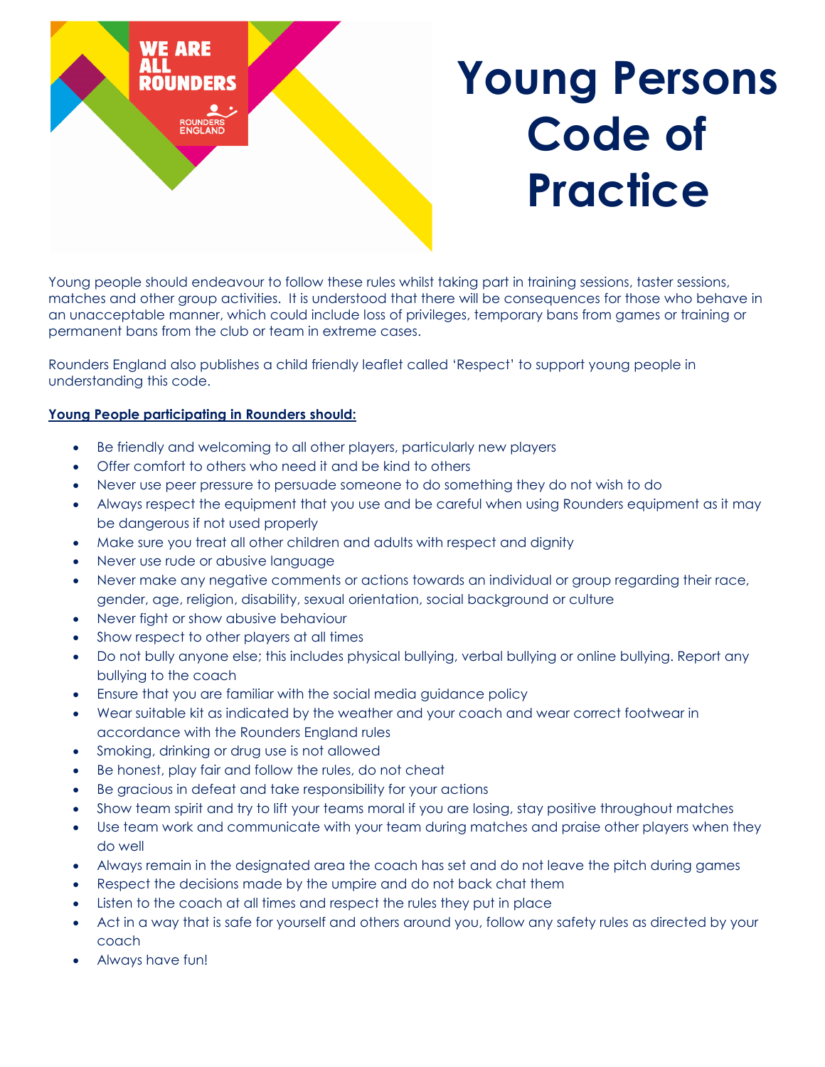# Young Persons Code of Practice

Young people should endeavour to follow these rules whilst taking part in training sessions, taster sessions, matches and other group activities. It is understood that there will be consequences for those who behave in an unacceptable manner, which could include loss of privileges, temporary bans from games or training or permanent bans from the club or team in extreme cases.

Rounders England also publishes a child friendly leaflet called 'Respect' to support young people in understanding this code.

**Young People participating in Rounders should:**

- Be friendly and welcoming to all other players, particularly new players
- Offer comfort to others who need it and be kind to others
- Never use peer pressure to persuade someone to do something they do not wish to do
- Always respect the equipment that you use and be careful when using Rounders equipment as it may be dangerous if not used properly
- Make sure you treat all other children and adults with respect and dignity
- Never use rude or abusive language
- Never make any negative comments or actions towards an individual or group regarding their race, gender, age, religion, disability, sexual orientation, social background or culture
- Never fight or show abusive behaviour
- Show respect to other players at all times
- Do not bully anyone else; this includes physical bullying, verbal bullying or online bullying. Report any bullying to the coach
- Ensure that you are familiar with the social media guidance policy
- Wear suitable kit as indicated by the weather and your coach and wear correct footwear in accordance with the Rounders England rules
- Smoking, drinking or drug use is not allowed
- Be honest, play fair and follow the rules, do not cheat
- Be gracious in defeat and take responsibility for your actions
- Show team spirit and try to lift your teams moral if you are losing, stay positive throughout matches
- Use team work and communicate with your team during matches and praise other players when they do well
- Always remain in the designated area the coach has set and do not leave the pitch during games
- Respect the decisions made by the umpire and do not back chat them
- Listen to the coach at all times and respect the rules they put in place
- Act in a way that is safe for yourself and others around you, follow any safety rules as directed by your coach
- Always have fun!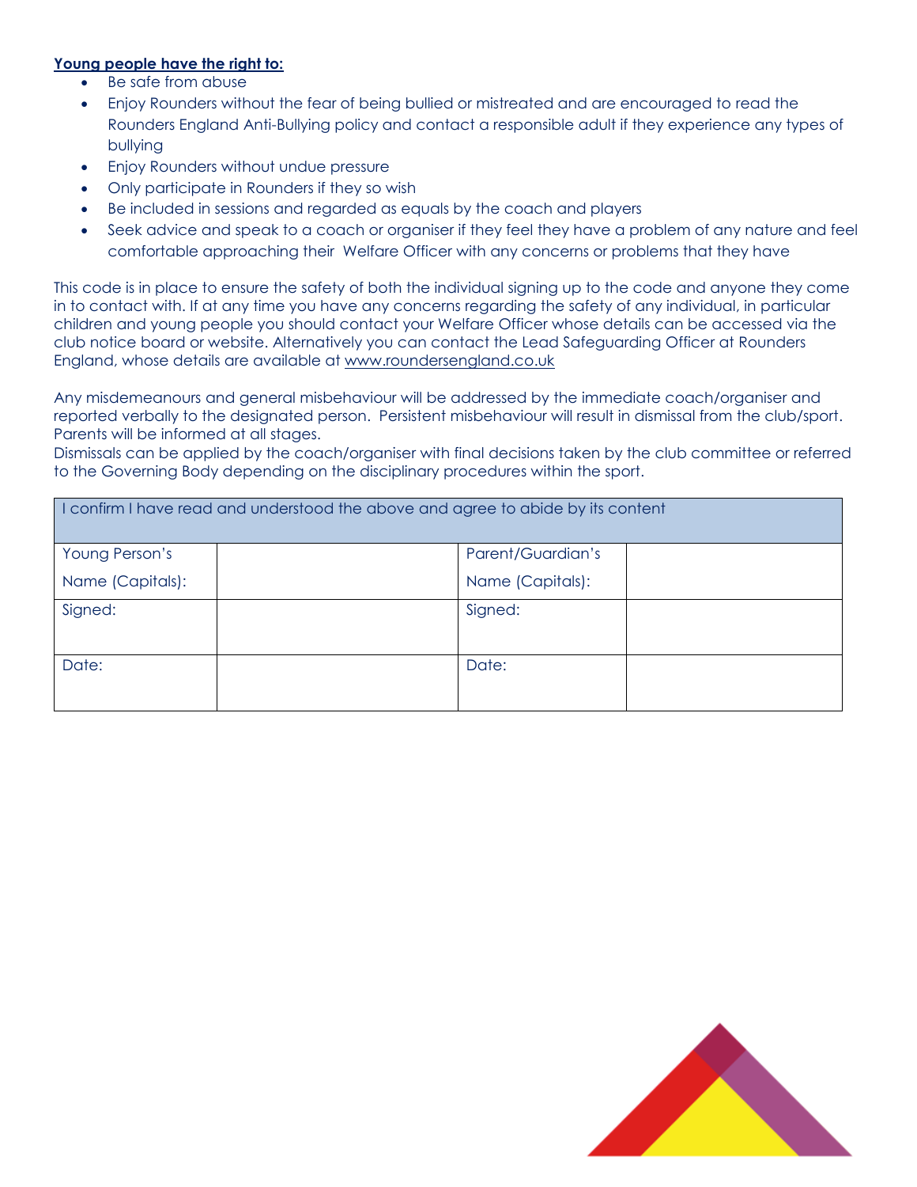**Young people have the right to:**

- Be safe from abuse
- Enjoy Rounders without the fear of being bullied or mistreated and are encouraged to read the Rounders England Anti-Bullying policy and contact a responsible adult if they experience any types of bullying
- Enjoy Rounders without undue pressure
- Only participate in Rounders if they so wish
- Be included in sessions and regarded as equals by the coach and players
- Seek advice and speak to a coach or organiser if they feel they have a problem of any nature and feel comfortable approaching their Welfare Officer with any concerns or problems that they have

This code is in place to ensure the safety of both the individual signing up to the code and anyone they come in to contact with. If at any time you have any concerns regarding the safety of any individual, in particular children and young people you should contact your Welfare Officer whose details can be accessed via the club notice board or website. Alternatively you can contact the Lead Safeguarding Officer at Rounders England, whose details are available at www.roundersengland.co.uk

Any misdemeanours and general misbehaviour will be addressed by the immediate coach/organiser and reported verbally to the designated person. Persistent misbehaviour will result in dismissal from the club/sport. Parents will be informed at all stages.
Dismissals can be applied by the coach/organiser with final decisions taken by the club committee or referred to the Governing Body depending on the disciplinary procedures within the sport.

| I confirm I have read and understood the above and agree to abide by its content | | | |
|---|---|---|---|
| Young Person's Name (Capitals): | | Parent/Guardian's Name (Capitals): | |
| Signed: | | Signed: | |
| Date: | | Date: | |